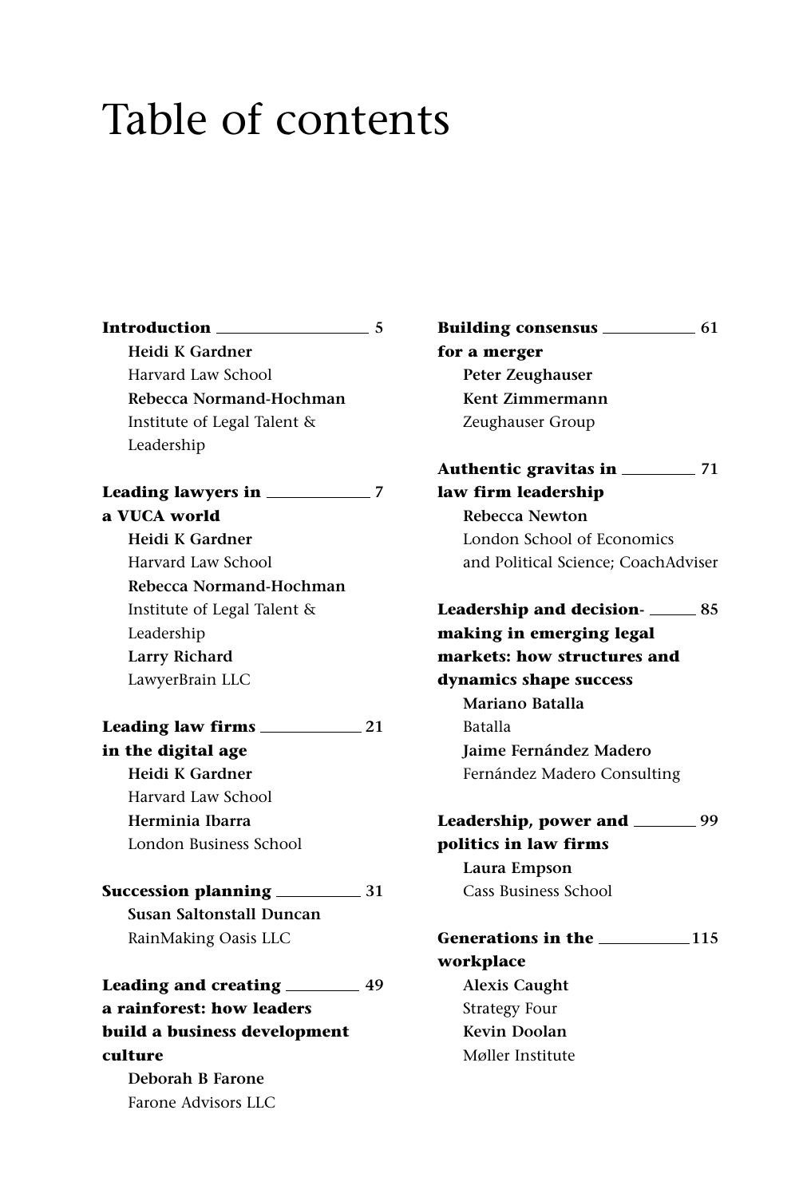# Table of contents

**Introduction** — 5
**Heidi K Gardner**
Harvard Law School
**Rebecca Normand-Hochman**
Institute of Legal Talent & Leadership

**Leading lawyers in a VUCA world** — 7
**Heidi K Gardner**
Harvard Law School
**Rebecca Normand-Hochman**
Institute of Legal Talent & Leadership
**Larry Richard**
LawyerBrain LLC

**Leading law firms in the digital age** — 21
**Heidi K Gardner**
Harvard Law School
**Herminia Ibarra**
London Business School

**Succession planning** — 31
**Susan Saltonstall Duncan**
RainMaking Oasis LLC

**Leading and creating a rainforest: how leaders build a business development culture** — 49
**Deborah B Farone**
Farone Advisors LLC

**Building consensus for a merger** — 61
**Peter Zeughauser**
**Kent Zimmermann**
Zeughauser Group

**Authentic gravitas in law firm leadership** — 71
**Rebecca Newton**
London School of Economics and Political Science; CoachAdviser

**Leadership and decision-making in emerging legal markets: how structures and dynamics shape success** — 85
**Mariano Batalla**
Batalla
**Jaime Fernández Madero**
Fernández Madero Consulting

**Leadership, power and politics in law firms** — 99
**Laura Empson**
Cass Business School

**Generations in the workplace** — 115
**Alexis Caught**
Strategy Four
**Kevin Doolan**
Møller Institute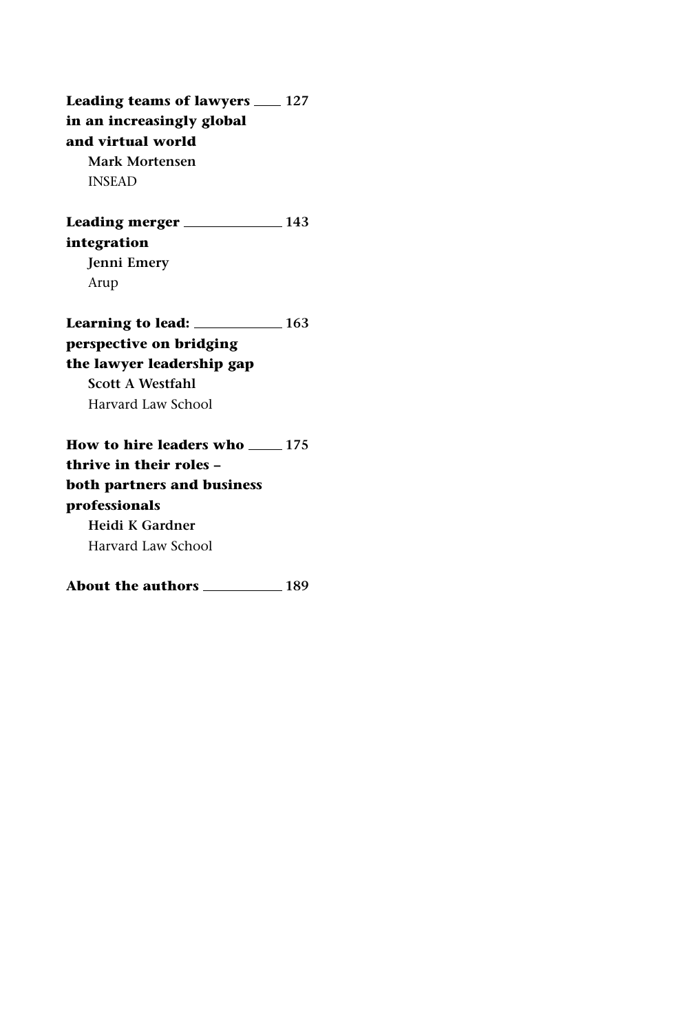**Leading teams of lawyers in an increasingly global and virtual world** — 127
Mark Mortensen
INSEAD

**Leading merger integration** — 143
Jenni Emery
Arup

**Learning to lead: perspective on bridging the lawyer leadership gap** — 163
Scott A Westfahl
Harvard Law School

**How to hire leaders who thrive in their roles – both partners and business professionals** — 175
Heidi K Gardner
Harvard Law School

**About the authors** — 189